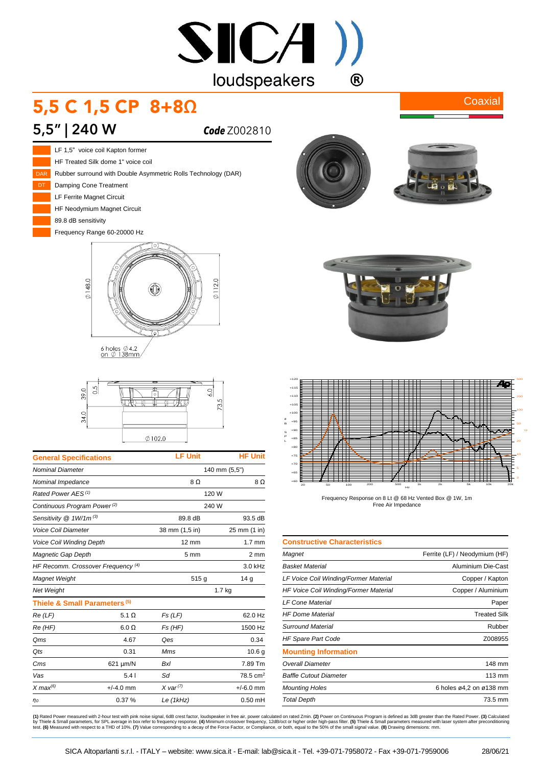# 5,5 C 1,5 CP 8+8Ω

Coaxial

## 5,5" | 240 W

**Code** Z002810

- LF 1,5" voice coil Kapton former
- HF Treated Silk dome 1" voice coil
- DAR — Rubber surround with Double Asymmetric Rolls Technology (DAR)
- DT — Damping Cone Treatment
- LF Ferrite Magnet Circuit
- HF Neodymium Magnet Circuit
- 89.8 dB sensitivity
- Frequency Range 60-20000 Hz

6 holes ∅4.2 on ∅ 138mm

Frequency Response on 8 Lt @ 68 Hz Vented Box @ 1W, 1m
Free Air Impedance

| General Specifications | LF Unit | HF Unit |
|---|---|---|
| *Nominal Diameter* | 140 mm (5,5") | |
| *Nominal Impedance* | 8 Ω | 8 Ω |
| *Rated Power AES* [1] | 120 W | |
| *Continuous Program Power* [2] | 240 W | |
| *Sensitivity @ 1W/1m* [3] | 89.8 dB | 93.5 dB |
| *Voice Coil Diameter* | 38 mm (1,5 in) | 25 mm (1 in) |
| *Voice Coil Winding Depth* | 12 mm | 1.7 mm |
| *Magnetic Gap Depth* | 5 mm | 2 mm |
| *HF Recomm. Crossover Frequency* [4] | | 3.0 kHz |
| *Magnet Weight* | 515 g | 14 g |
| *Net Weight* | 1.7 kg | |

| Thiele & Small Parameters [5] | | | |
|---|---|---|---|
| *Re (LF)* | 5.1 Ω | *Fs (LF)* | 62.0 Hz |
| *Re (HF)* | 6.0 Ω | *Fs (HF)* | 1500 Hz |
| *Qms* | 4.67 | *Qes* | 0.34 |
| *Qts* | 0.31 | *Mms* | 10.6 g |
| *Cms* | 621 µm/N | *Bxl* | 7.89 Tm |
| *Vas* | 5.4 l | *Sd* | 78.5 cm² |
| *X max* [6] | +/-4.0 mm | *X var* [7] | +/-6.0 mm |
| $\eta_0$ | 0.37 % | *Le (1kHz)* | 0.50 mH |

| Constructive Characteristics | |
|---|---|
| *Magnet* | Ferrite (LF) / Neodymium (HF) |
| *Basket Material* | Aluminium Die-Cast |
| *LF Voice Coil Winding/Former Material* | Copper / Kapton |
| *HF Voice Coil Winding/Former Material* | Copper / Aluminium |
| *LF Cone Material* | Paper |
| *HF Dome Material* | Treated Silk |
| *Surround Material* | Rubber |
| *HF Spare Part Code* | Z008955 |

| Mounting Information | |
|---|---|
| *Overall Diameter* | 148 mm |
| *Baffle Cutout Diameter* | 113 mm |
| *Mounting Holes* | 6 holes ø4,2 on ø138 mm |
| *Total Depth* | 73.5 mm |

**(1)** Rated Power measured with 2-hour test with pink noise signal, 6dB crest factor, loudspeaker in free air, power calculated on rated Zmin. **(2)** Power on Continuous Program is defined as 3dB greater than the Rated Power. **(3)** Calculated by Thiele & Small parameters, for SPL average in box refer to frequency response. **(4)** Minimum crossover frequency, 12dB/oct or higher order high-pass filter. **(5)** Thiele & Small parameters measured with laser system after preconditioning test. **(6)** Measured with respect to a THD of 10%. **(7)** Value corresponding to a decay of the Force Factor, or Compliance, or both, equal to the 50% of the small signal value. **(8)** Drawing dimensions: mm.

SICA Altoparlanti s.r.l. - ITALY – website: www.sica.it - E-mail: lab@sica.it - Tel. +39-071-7958072 - Fax +39-071-7959006 — 28/06/21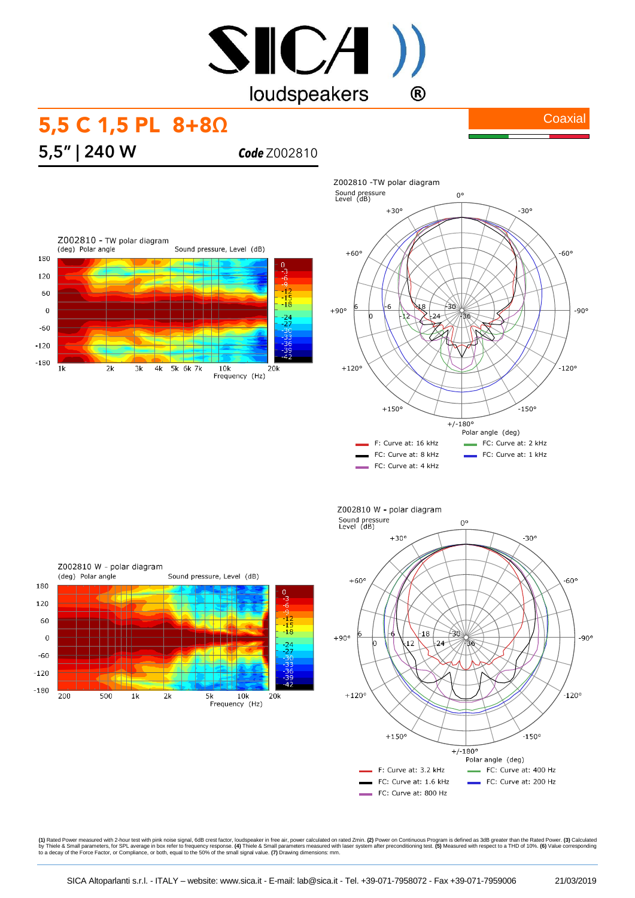# 5,5 C 1,5 PL 8+8Ω

Coaxial

## 5,5" | 240 W

***Code*** Z002810

Z002810 - TW polar diagram

(deg) Polar angle — Sound pressure, Level (dB)

Z002810 -TW polar diagram

Sound pressure Level (dB)

F: Curve at: 16 kHz
FC: Curve at: 8 kHz
FC: Curve at: 4 kHz
FC: Curve at: 2 kHz
FC: Curve at: 1 kHz

Z002810 W - polar diagram

(deg) Polar angle — Sound pressure, Level (dB)

Z002810 W - polar diagram

Sound pressure Level (dB)

F: Curve at: 3.2 kHz
FC: Curve at: 1.6 kHz
FC: Curve at: 800 Hz
FC: Curve at: 400 Hz
FC: Curve at: 200 Hz

(1) Rated Power measured with 2-hour test with pink noise signal, 6dB crest factor, loudspeaker in free air, power calculated on rated Zmin. (2) Power on Continuous Program is defined as 3dB greater than the Rated Power. (3) Calculated by Thiele & Small parameters, for SPL average in box refer to frequency response. (4) Thiele & Small parameters measured with laser system after preconditioning test. (5) Measured with respect to a THD of 10%. (6) Value corresponding to a decay of the Force Factor, or Compliance, or both, equal to the 50% of the small signal value. (7) Drawing dimensions: mm.

SICA Altoparlanti s.r.l. - ITALY – website: www.sica.it - E-mail: lab@sica.it - Tel. +39-071-7958072 - Fax +39-071-7959006 — 21/03/2019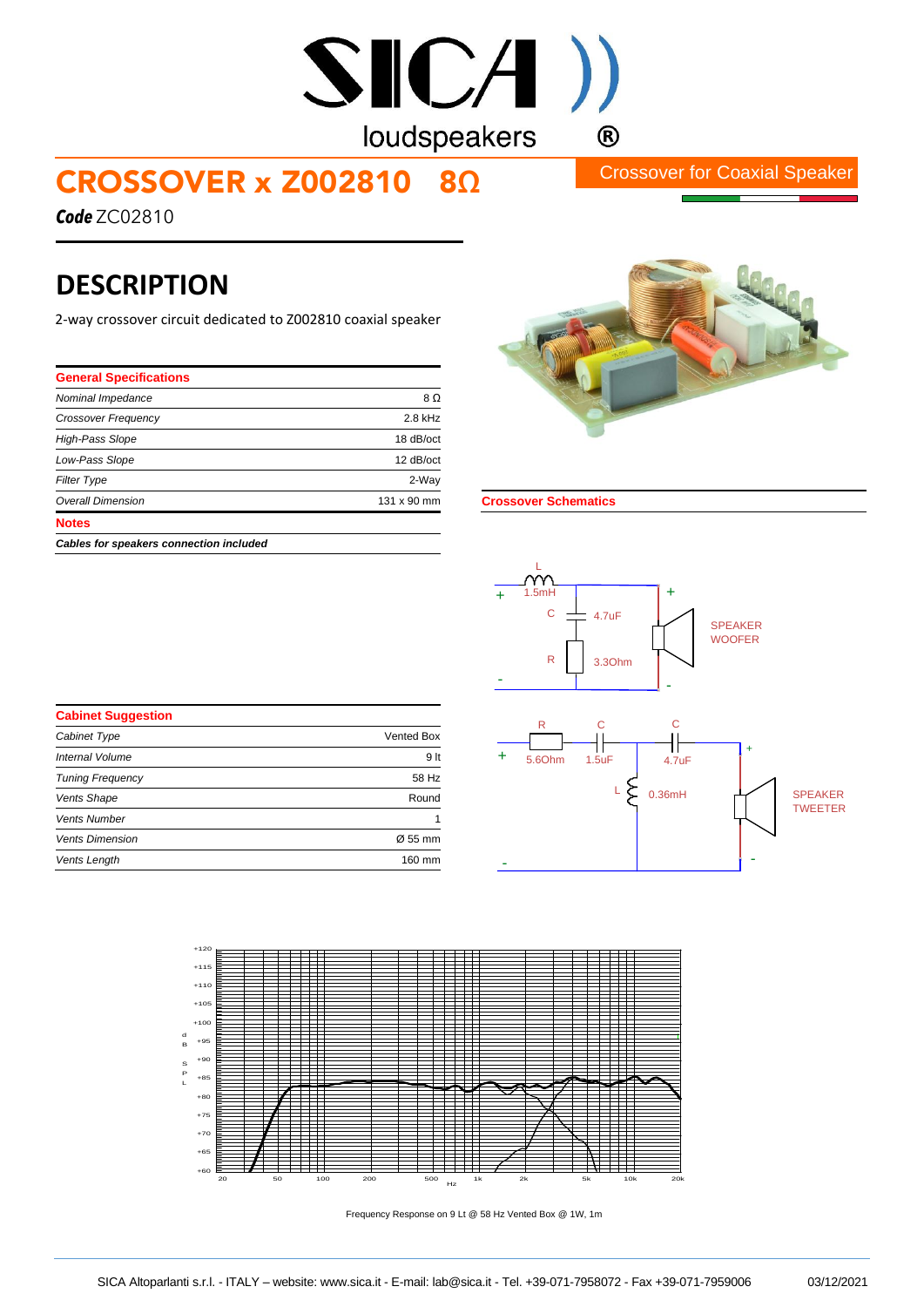# CROSSOVER x Z002810 8Ω

Crossover for Coaxial Speaker

***Code*** ZC02810

## DESCRIPTION

2-way crossover circuit dedicated to Z002810 coaxial speaker

| General Specifications | |
|---|---|
| *Nominal Impedance* | 8 Ω |
| *Crossover Frequency* | 2.8 kHz |
| *High-Pass Slope* | 18 dB/oct |
| *Low-Pass Slope* | 12 dB/oct |
| *Filter Type* | 2-Way |
| *Overall Dimension* | 131 x 90 mm |

**Notes**

***Cables for speakers connection included***

**Crossover Schematics**

L 1.5mH
C 4.7uF
R 3.3Ohm
SPEAKER WOOFER
+ -

R 5.6Ohm
C 1.5uF
C 4.7uF
L 0.36mH
SPEAKER TWEETER
+ -

| Cabinet Suggestion | |
|---|---|
| *Cabinet Type* | Vented Box |
| *Internal Volume* | 9 lt |
| *Tuning Frequency* | 58 Hz |
| *Vents Shape* | Round |
| *Vents Number* | 1 |
| *Vents Dimension* | Ø 55 mm |
| *Vents Length* | 160 mm |

dB SPL
+120 +115 +110 +105 +100 +95 +90 +85 +80 +75 +70 +65 +60
20 50 100 200 500 1k 2k 5k 10k 20k
Hz

Frequency Response on 9 Lt @ 58 Hz Vented Box @ 1W, 1m

SICA Altoparlanti s.r.l. - ITALY – website: www.sica.it - E-mail: lab@sica.it - Tel. +39-071-7958072 - Fax +39-071-7959006

03/12/2021